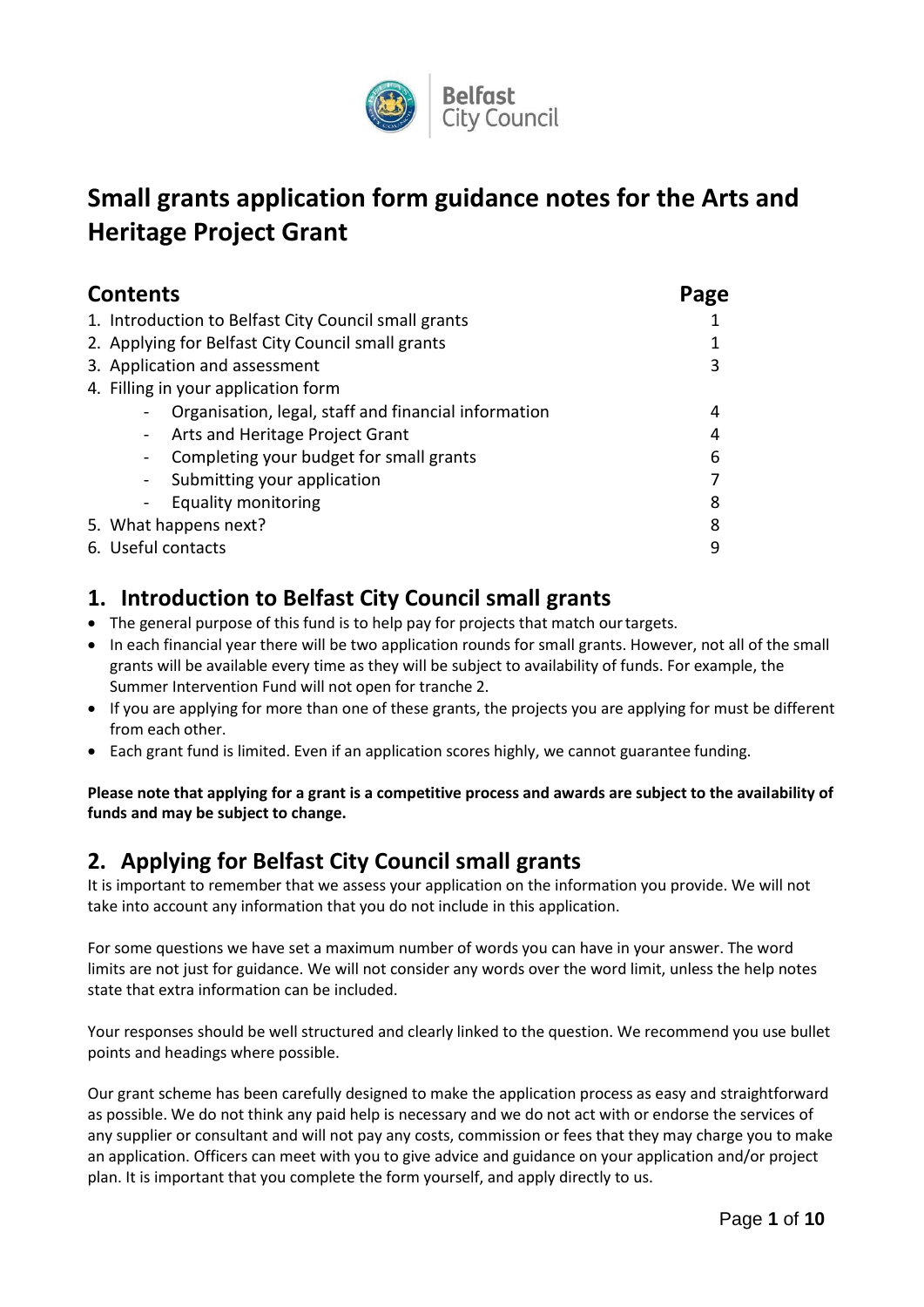# Small grants application form guidance notes for the Arts and Heritage Project Grant

## Contents

| Contents | Page |
|---|---|
| 1. Introduction to Belfast City Council small grants | 1 |
| 2. Applying for Belfast City Council small grants | 1 |
| 3. Application and assessment | 3 |
| 4. Filling in your application form | |
| - Organisation, legal, staff and financial information | 4 |
| - Arts and Heritage Project Grant | 4 |
| - Completing your budget for small grants | 6 |
| - Submitting your application | 7 |
| - Equality monitoring | 8 |
| 5. What happens next? | 8 |
| 6. Useful contacts | 9 |

## 1. Introduction to Belfast City Council small grants

- The general purpose of this fund is to help pay for projects that match our targets.
- In each financial year there will be two application rounds for small grants. However, not all of the small grants will be available every time as they will be subject to availability of funds. For example, the Summer Intervention Fund will not open for tranche 2.
- If you are applying for more than one of these grants, the projects you are applying for must be different from each other.
- Each grant fund is limited. Even if an application scores highly, we cannot guarantee funding.

**Please note that applying for a grant is a competitive process and awards are subject to the availability of funds and may be subject to change.**

## 2. Applying for Belfast City Council small grants

It is important to remember that we assess your application on the information you provide. We will not take into account any information that you do not include in this application.

For some questions we have set a maximum number of words you can have in your answer. The word limits are not just for guidance. We will not consider any words over the word limit, unless the help notes state that extra information can be included.

Your responses should be well structured and clearly linked to the question. We recommend you use bullet points and headings where possible.

Our grant scheme has been carefully designed to make the application process as easy and straightforward as possible. We do not think any paid help is necessary and we do not act with or endorse the services of any supplier or consultant and will not pay any costs, commission or fees that they may charge you to make an application. Officers can meet with you to give advice and guidance on your application and/or project plan. It is important that you complete the form yourself, and apply directly to us.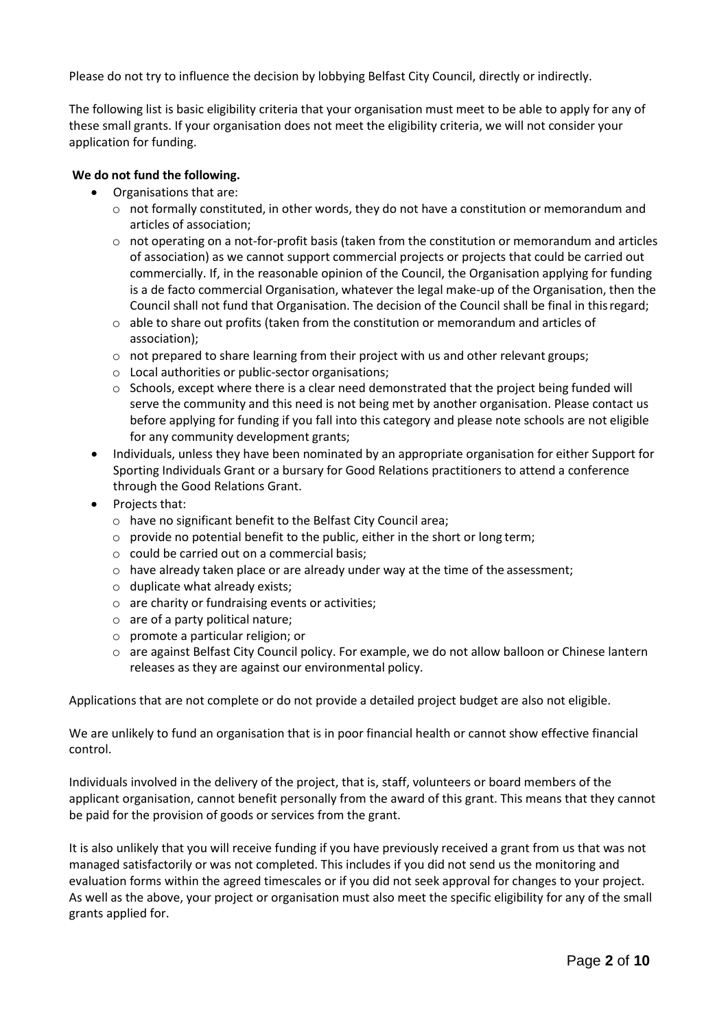Please do not try to influence the decision by lobbying Belfast City Council, directly or indirectly.

The following list is basic eligibility criteria that your organisation must meet to be able to apply for any of these small grants. If your organisation does not meet the eligibility criteria, we will not consider your application for funding.

**We do not fund the following.**

- Organisations that are:
  - not formally constituted, in other words, they do not have a constitution or memorandum and articles of association;
  - not operating on a not-for-profit basis (taken from the constitution or memorandum and articles of association) as we cannot support commercial projects or projects that could be carried out commercially. If, in the reasonable opinion of the Council, the Organisation applying for funding is a de facto commercial Organisation, whatever the legal make-up of the Organisation, then the Council shall not fund that Organisation. The decision of the Council shall be final in this regard;
  - able to share out profits (taken from the constitution or memorandum and articles of association);
  - not prepared to share learning from their project with us and other relevant groups;
  - Local authorities or public-sector organisations;
  - Schools, except where there is a clear need demonstrated that the project being funded will serve the community and this need is not being met by another organisation. Please contact us before applying for funding if you fall into this category and please note schools are not eligible for any community development grants;
- Individuals, unless they have been nominated by an appropriate organisation for either Support for Sporting Individuals Grant or a bursary for Good Relations practitioners to attend a conference through the Good Relations Grant.
- Projects that:
  - have no significant benefit to the Belfast City Council area;
  - provide no potential benefit to the public, either in the short or long term;
  - could be carried out on a commercial basis;
  - have already taken place or are already under way at the time of the assessment;
  - duplicate what already exists;
  - are charity or fundraising events or activities;
  - are of a party political nature;
  - promote a particular religion; or
  - are against Belfast City Council policy. For example, we do not allow balloon or Chinese lantern releases as they are against our environmental policy.

Applications that are not complete or do not provide a detailed project budget are also not eligible.

We are unlikely to fund an organisation that is in poor financial health or cannot show effective financial control.

Individuals involved in the delivery of the project, that is, staff, volunteers or board members of the applicant organisation, cannot benefit personally from the award of this grant. This means that they cannot be paid for the provision of goods or services from the grant.

It is also unlikely that you will receive funding if you have previously received a grant from us that was not managed satisfactorily or was not completed. This includes if you did not send us the monitoring and evaluation forms within the agreed timescales or if you did not seek approval for changes to your project. As well as the above, your project or organisation must also meet the specific eligibility for any of the small grants applied for.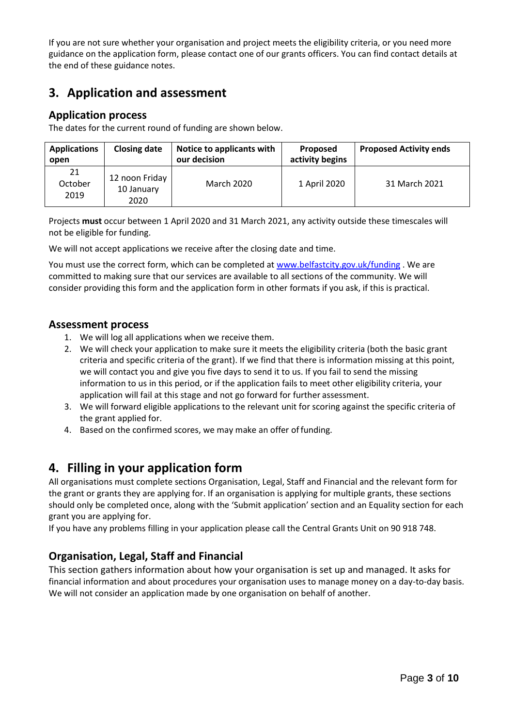If you are not sure whether your organisation and project meets the eligibility criteria, or you need more guidance on the application form, please contact one of our grants officers. You can find contact details at the end of these guidance notes.

## 3. Application and assessment

### Application process

The dates for the current round of funding are shown below.

| Applications open | Closing date | Notice to applicants with our decision | Proposed activity begins | Proposed Activity ends |
|---|---|---|---|---|
| 21 October 2019 | 12 noon Friday 10 January 2020 | March 2020 | 1 April 2020 | 31 March 2021 |

Projects **must** occur between 1 April 2020 and 31 March 2021, any activity outside these timescales will not be eligible for funding.

We will not accept applications we receive after the closing date and time.

You must use the correct form, which can be completed at www.belfastcity.gov.uk/funding . We are committed to making sure that our services are available to all sections of the community. We will consider providing this form and the application form in other formats if you ask, if this is practical.

### Assessment process

1. We will log all applications when we receive them.
2. We will check your application to make sure it meets the eligibility criteria (both the basic grant criteria and specific criteria of the grant). If we find that there is information missing at this point, we will contact you and give you five days to send it to us. If you fail to send the missing information to us in this period, or if the application fails to meet other eligibility criteria, your application will fail at this stage and not go forward for further assessment.
3. We will forward eligible applications to the relevant unit for scoring against the specific criteria of the grant applied for.
4. Based on the confirmed scores, we may make an offer of funding.

## 4. Filling in your application form

All organisations must complete sections Organisation, Legal, Staff and Financial and the relevant form for the grant or grants they are applying for. If an organisation is applying for multiple grants, these sections should only be completed once, along with the 'Submit application' section and an Equality section for each grant you are applying for.

If you have any problems filling in your application please call the Central Grants Unit on 90 918 748.

### Organisation, Legal, Staff and Financial

This section gathers information about how your organisation is set up and managed. It asks for financial information and about procedures your organisation uses to manage money on a day-to-day basis. We will not consider an application made by one organisation on behalf of another.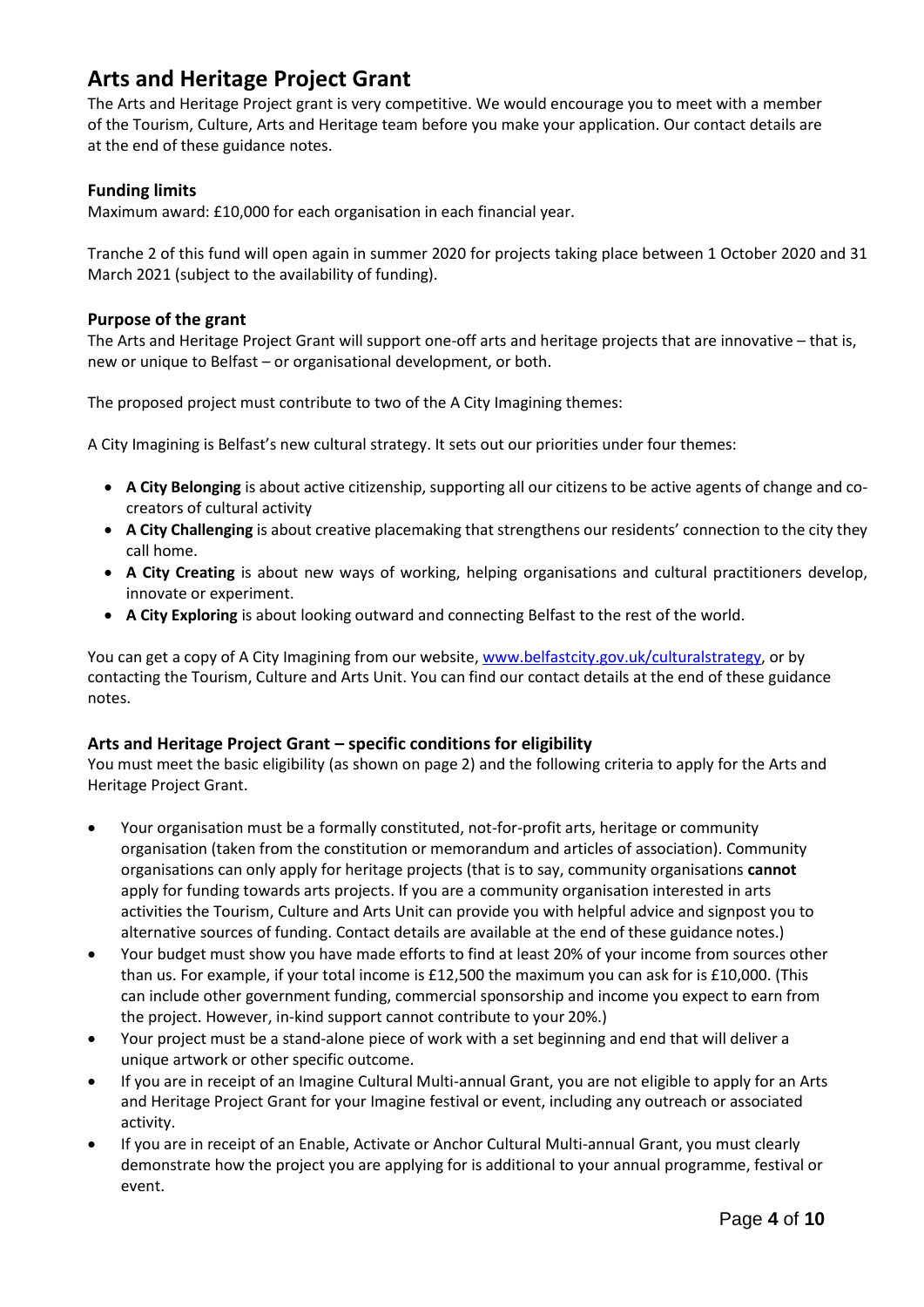# Arts and Heritage Project Grant

The Arts and Heritage Project grant is very competitive. We would encourage you to meet with a member of the Tourism, Culture, Arts and Heritage team before you make your application. Our contact details are at the end of these guidance notes.

### Funding limits

Maximum award: £10,000 for each organisation in each financial year.

Tranche 2 of this fund will open again in summer 2020 for projects taking place between 1 October 2020 and 31 March 2021 (subject to the availability of funding).

### Purpose of the grant

The Arts and Heritage Project Grant will support one-off arts and heritage projects that are innovative – that is, new or unique to Belfast – or organisational development, or both.

The proposed project must contribute to two of the A City Imagining themes:

A City Imagining is Belfast's new cultural strategy. It sets out our priorities under four themes:

- **A City Belonging** is about active citizenship, supporting all our citizens to be active agents of change and co-creators of cultural activity
- **A City Challenging** is about creative placemaking that strengthens our residents' connection to the city they call home.
- **A City Creating** is about new ways of working, helping organisations and cultural practitioners develop, innovate or experiment.
- **A City Exploring** is about looking outward and connecting Belfast to the rest of the world.

You can get a copy of A City Imagining from our website, [www.belfastcity.gov.uk/culturalstrategy](http://www.belfastcity.gov.uk/culturalstrategy), or by contacting the Tourism, Culture and Arts Unit. You can find our contact details at the end of these guidance notes.

### Arts and Heritage Project Grant – specific conditions for eligibility

You must meet the basic eligibility (as shown on page 2) and the following criteria to apply for the Arts and Heritage Project Grant.

- Your organisation must be a formally constituted, not-for-profit arts, heritage or community organisation (taken from the constitution or memorandum and articles of association). Community organisations can only apply for heritage projects (that is to say, community organisations **cannot** apply for funding towards arts projects. If you are a community organisation interested in arts activities the Tourism, Culture and Arts Unit can provide you with helpful advice and signpost you to alternative sources of funding. Contact details are available at the end of these guidance notes.)
- Your budget must show you have made efforts to find at least 20% of your income from sources other than us. For example, if your total income is £12,500 the maximum you can ask for is £10,000. (This can include other government funding, commercial sponsorship and income you expect to earn from the project. However, in-kind support cannot contribute to your 20%.)
- Your project must be a stand-alone piece of work with a set beginning and end that will deliver a unique artwork or other specific outcome.
- If you are in receipt of an Imagine Cultural Multi-annual Grant, you are not eligible to apply for an Arts and Heritage Project Grant for your Imagine festival or event, including any outreach or associated activity.
- If you are in receipt of an Enable, Activate or Anchor Cultural Multi-annual Grant, you must clearly demonstrate how the project you are applying for is additional to your annual programme, festival or event.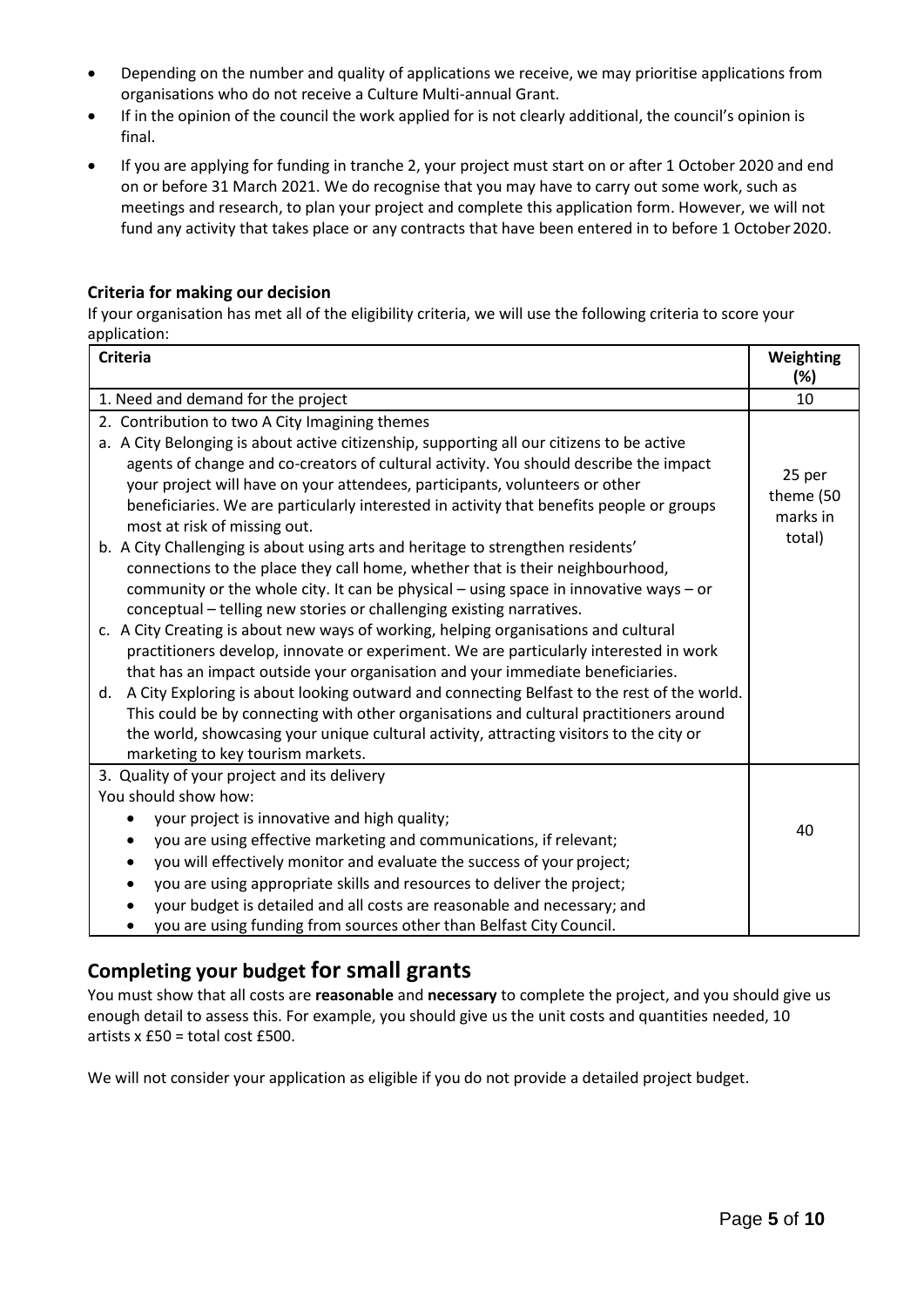- Depending on the number and quality of applications we receive, we may prioritise applications from organisations who do not receive a Culture Multi-annual Grant.
- If in the opinion of the council the work applied for is not clearly additional, the council's opinion is final.
- If you are applying for funding in tranche 2, your project must start on or after 1 October 2020 and end on or before 31 March 2021. We do recognise that you may have to carry out some work, such as meetings and research, to plan your project and complete this application form. However, we will not fund any activity that takes place or any contracts that have been entered in to before 1 October 2020.

### Criteria for making our decision

If your organisation has met all of the eligibility criteria, we will use the following criteria to score your application:

| Criteria | Weighting (%) |
| --- | --- |
| 1. Need and demand for the project | 10 |
| 2. Contribution to two A City Imagining themes<br>a. A City Belonging is about active citizenship, supporting all our citizens to be active agents of change and co-creators of cultural activity. You should describe the impact your project will have on your attendees, participants, volunteers or other beneficiaries. We are particularly interested in activity that benefits people or groups most at risk of missing out.<br>b. A City Challenging is about using arts and heritage to strengthen residents' connections to the place they call home, whether that is their neighbourhood, community or the whole city. It can be physical – using space in innovative ways – or conceptual – telling new stories or challenging existing narratives.<br>c. A City Creating is about new ways of working, helping organisations and cultural practitioners develop, innovate or experiment. We are particularly interested in work that has an impact outside your organisation and your immediate beneficiaries.<br>d. A City Exploring is about looking outward and connecting Belfast to the rest of the world. This could be by connecting with other organisations and cultural practitioners around the world, showcasing your unique cultural activity, attracting visitors to the city or marketing to key tourism markets. | 25 per theme (50 marks in total) |
| 3. Quality of your project and its delivery<br>You should show how:<br>• your project is innovative and high quality;<br>• you are using effective marketing and communications, if relevant;<br>• you will effectively monitor and evaluate the success of your project;<br>• you are using appropriate skills and resources to deliver the project;<br>• your budget is detailed and all costs are reasonable and necessary; and<br>• you are using funding from sources other than Belfast City Council. | 40 |

## Completing your budget for small grants

You must show that all costs are **reasonable** and **necessary** to complete the project, and you should give us enough detail to assess this. For example, you should give us the unit costs and quantities needed, 10 artists x £50 = total cost £500.

We will not consider your application as eligible if you do not provide a detailed project budget.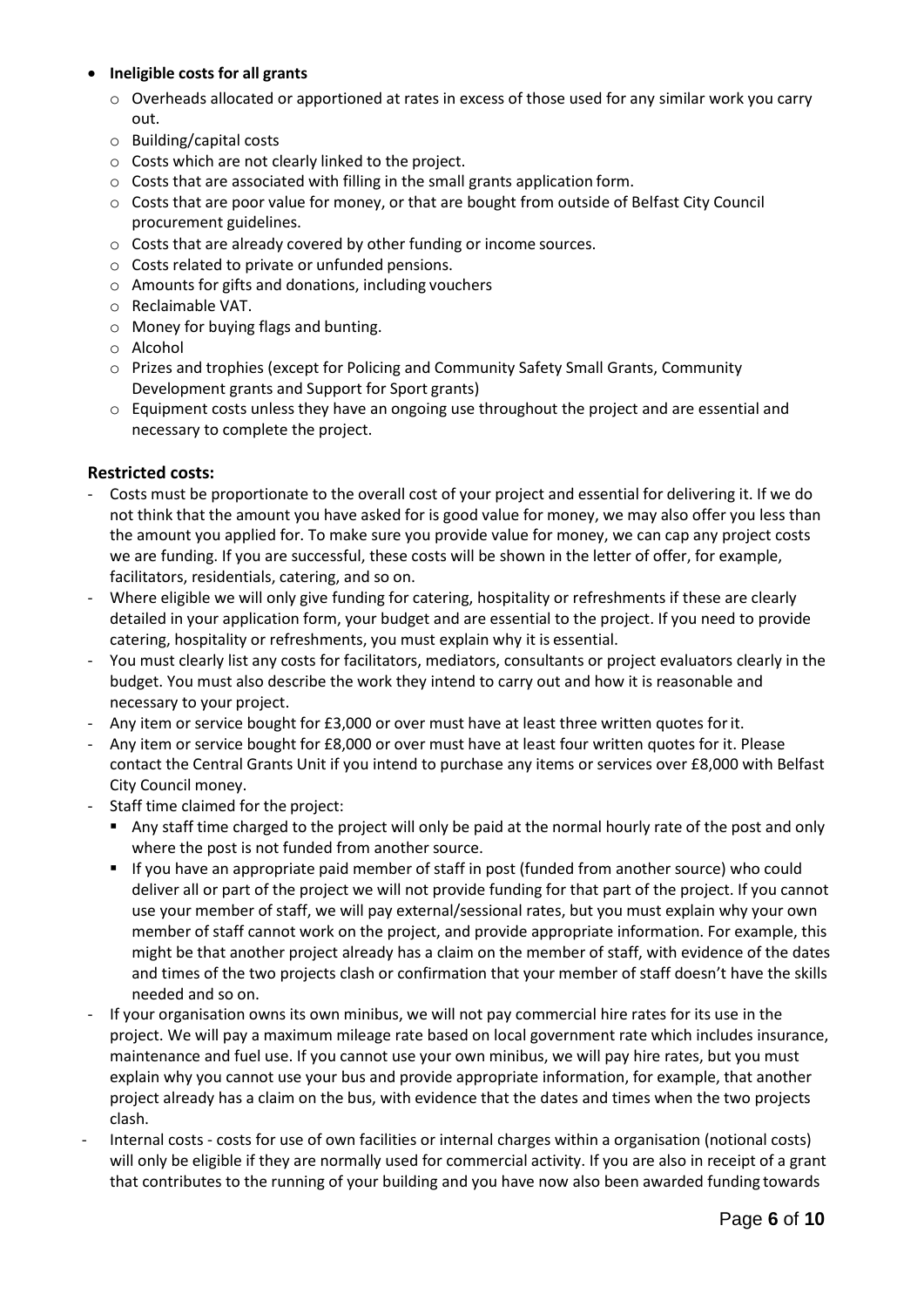- **Ineligible costs for all grants**
  - Overheads allocated or apportioned at rates in excess of those used for any similar work you carry out.
  - Building/capital costs
  - Costs which are not clearly linked to the project.
  - Costs that are associated with filling in the small grants application form.
  - Costs that are poor value for money, or that are bought from outside of Belfast City Council procurement guidelines.
  - Costs that are already covered by other funding or income sources.
  - Costs related to private or unfunded pensions.
  - Amounts for gifts and donations, including vouchers
  - Reclaimable VAT.
  - Money for buying flags and bunting.
  - Alcohol
  - Prizes and trophies (except for Policing and Community Safety Small Grants, Community Development grants and Support for Sport grants)
  - Equipment costs unless they have an ongoing use throughout the project and are essential and necessary to complete the project.

### Restricted costs:

- Costs must be proportionate to the overall cost of your project and essential for delivering it. If we do not think that the amount you have asked for is good value for money, we may also offer you less than the amount you applied for. To make sure you provide value for money, we can cap any project costs we are funding. If you are successful, these costs will be shown in the letter of offer, for example, facilitators, residentials, catering, and so on.
- Where eligible we will only give funding for catering, hospitality or refreshments if these are clearly detailed in your application form, your budget and are essential to the project. If you need to provide catering, hospitality or refreshments, you must explain why it is essential.
- You must clearly list any costs for facilitators, mediators, consultants or project evaluators clearly in the budget. You must also describe the work they intend to carry out and how it is reasonable and necessary to your project.
- Any item or service bought for £3,000 or over must have at least three written quotes for it.
- Any item or service bought for £8,000 or over must have at least four written quotes for it. Please contact the Central Grants Unit if you intend to purchase any items or services over £8,000 with Belfast City Council money.
- Staff time claimed for the project:
  - Any staff time charged to the project will only be paid at the normal hourly rate of the post and only where the post is not funded from another source.
  - If you have an appropriate paid member of staff in post (funded from another source) who could deliver all or part of the project we will not provide funding for that part of the project. If you cannot use your member of staff, we will pay external/sessional rates, but you must explain why your own member of staff cannot work on the project, and provide appropriate information. For example, this might be that another project already has a claim on the member of staff, with evidence of the dates and times of the two projects clash or confirmation that your member of staff doesn't have the skills needed and so on.
- If your organisation owns its own minibus, we will not pay commercial hire rates for its use in the project. We will pay a maximum mileage rate based on local government rate which includes insurance, maintenance and fuel use. If you cannot use your own minibus, we will pay hire rates, but you must explain why you cannot use your bus and provide appropriate information, for example, that another project already has a claim on the bus, with evidence that the dates and times when the two projects clash.
- Internal costs - costs for use of own facilities or internal charges within a organisation (notional costs) will only be eligible if they are normally used for commercial activity. If you are also in receipt of a grant that contributes to the running of your building and you have now also been awarded funding towards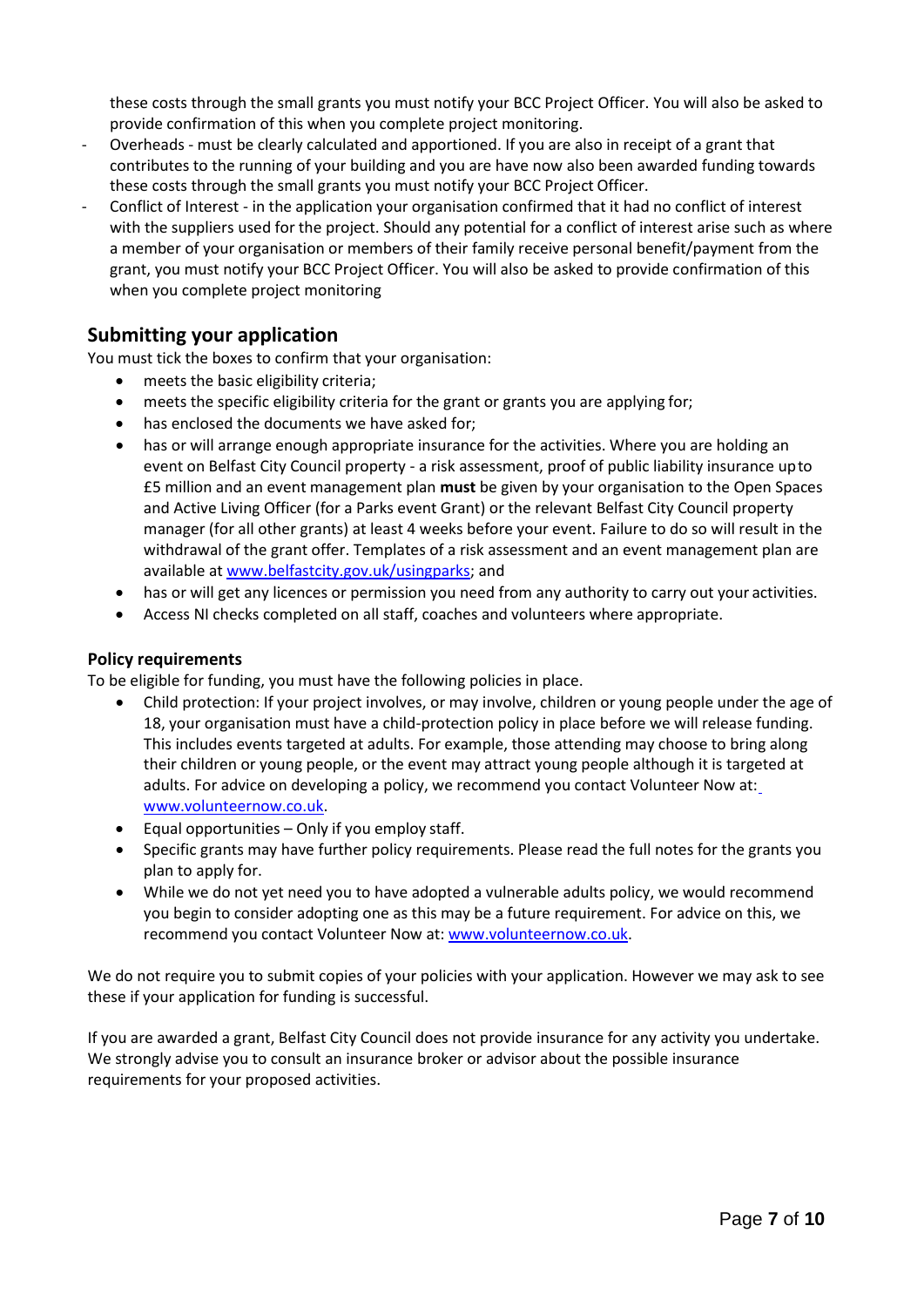these costs through the small grants you must notify your BCC Project Officer. You will also be asked to provide confirmation of this when you complete project monitoring.

- Overheads - must be clearly calculated and apportioned. If you are also in receipt of a grant that contributes to the running of your building and you are have now also been awarded funding towards these costs through the small grants you must notify your BCC Project Officer.
- Conflict of Interest - in the application your organisation confirmed that it had no conflict of interest with the suppliers used for the project. Should any potential for a conflict of interest arise such as where a member of your organisation or members of their family receive personal benefit/payment from the grant, you must notify your BCC Project Officer. You will also be asked to provide confirmation of this when you complete project monitoring

## Submitting your application

You must tick the boxes to confirm that your organisation:

- meets the basic eligibility criteria;
- meets the specific eligibility criteria for the grant or grants you are applying for;
- has enclosed the documents we have asked for;
- has or will arrange enough appropriate insurance for the activities. Where you are holding an event on Belfast City Council property - a risk assessment, proof of public liability insurance up to £5 million and an event management plan **must** be given by your organisation to the Open Spaces and Active Living Officer (for a Parks event Grant) or the relevant Belfast City Council property manager (for all other grants) at least 4 weeks before your event. Failure to do so will result in the withdrawal of the grant offer. Templates of a risk assessment and an event management plan are available at www.belfastcity.gov.uk/usingparks; and
- has or will get any licences or permission you need from any authority to carry out your activities.
- Access NI checks completed on all staff, coaches and volunteers where appropriate.

### Policy requirements

To be eligible for funding, you must have the following policies in place.

- Child protection: If your project involves, or may involve, children or young people under the age of 18, your organisation must have a child-protection policy in place before we will release funding. This includes events targeted at adults. For example, those attending may choose to bring along their children or young people, or the event may attract young people although it is targeted at adults. For advice on developing a policy, we recommend you contact Volunteer Now at: www.volunteernow.co.uk.
- Equal opportunities – Only if you employ staff.
- Specific grants may have further policy requirements. Please read the full notes for the grants you plan to apply for.
- While we do not yet need you to have adopted a vulnerable adults policy, we would recommend you begin to consider adopting one as this may be a future requirement. For advice on this, we recommend you contact Volunteer Now at: www.volunteernow.co.uk.

We do not require you to submit copies of your policies with your application. However we may ask to see these if your application for funding is successful.

If you are awarded a grant, Belfast City Council does not provide insurance for any activity you undertake. We strongly advise you to consult an insurance broker or advisor about the possible insurance requirements for your proposed activities.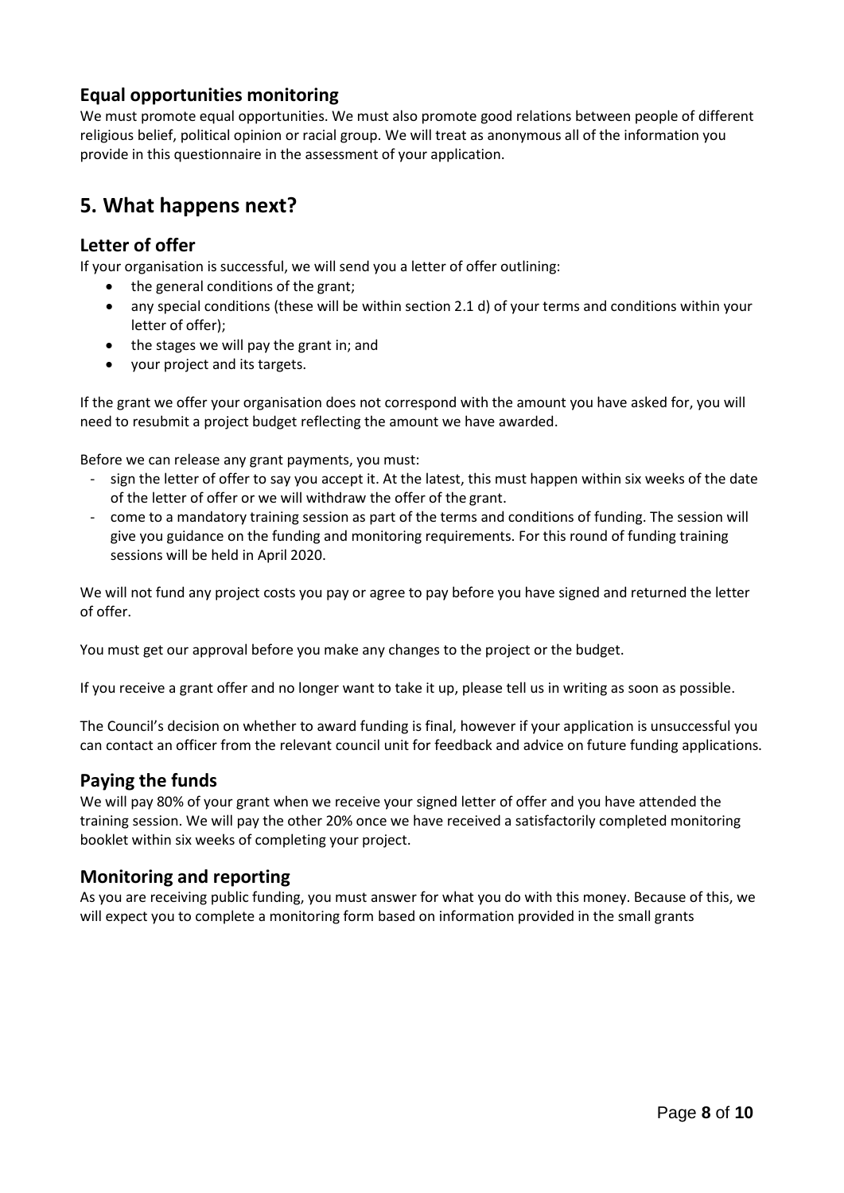### Equal opportunities monitoring

We must promote equal opportunities. We must also promote good relations between people of different religious belief, political opinion or racial group. We will treat as anonymous all of the information you provide in this questionnaire in the assessment of your application.

## 5. What happens next?

### Letter of offer

If your organisation is successful, we will send you a letter of offer outlining:

- the general conditions of the grant;
- any special conditions (these will be within section 2.1 d) of your terms and conditions within your letter of offer);
- the stages we will pay the grant in; and
- your project and its targets.

If the grant we offer your organisation does not correspond with the amount you have asked for, you will need to resubmit a project budget reflecting the amount we have awarded.

Before we can release any grant payments, you must:

- sign the letter of offer to say you accept it. At the latest, this must happen within six weeks of the date of the letter of offer or we will withdraw the offer of the grant.
- come to a mandatory training session as part of the terms and conditions of funding. The session will give you guidance on the funding and monitoring requirements. For this round of funding training sessions will be held in April 2020.

We will not fund any project costs you pay or agree to pay before you have signed and returned the letter of offer.

You must get our approval before you make any changes to the project or the budget.

If you receive a grant offer and no longer want to take it up, please tell us in writing as soon as possible.

The Council's decision on whether to award funding is final, however if your application is unsuccessful you can contact an officer from the relevant council unit for feedback and advice on future funding applications.

### Paying the funds

We will pay 80% of your grant when we receive your signed letter of offer and you have attended the training session. We will pay the other 20% once we have received a satisfactorily completed monitoring booklet within six weeks of completing your project.

### Monitoring and reporting

As you are receiving public funding, you must answer for what you do with this money. Because of this, we will expect you to complete a monitoring form based on information provided in the small grants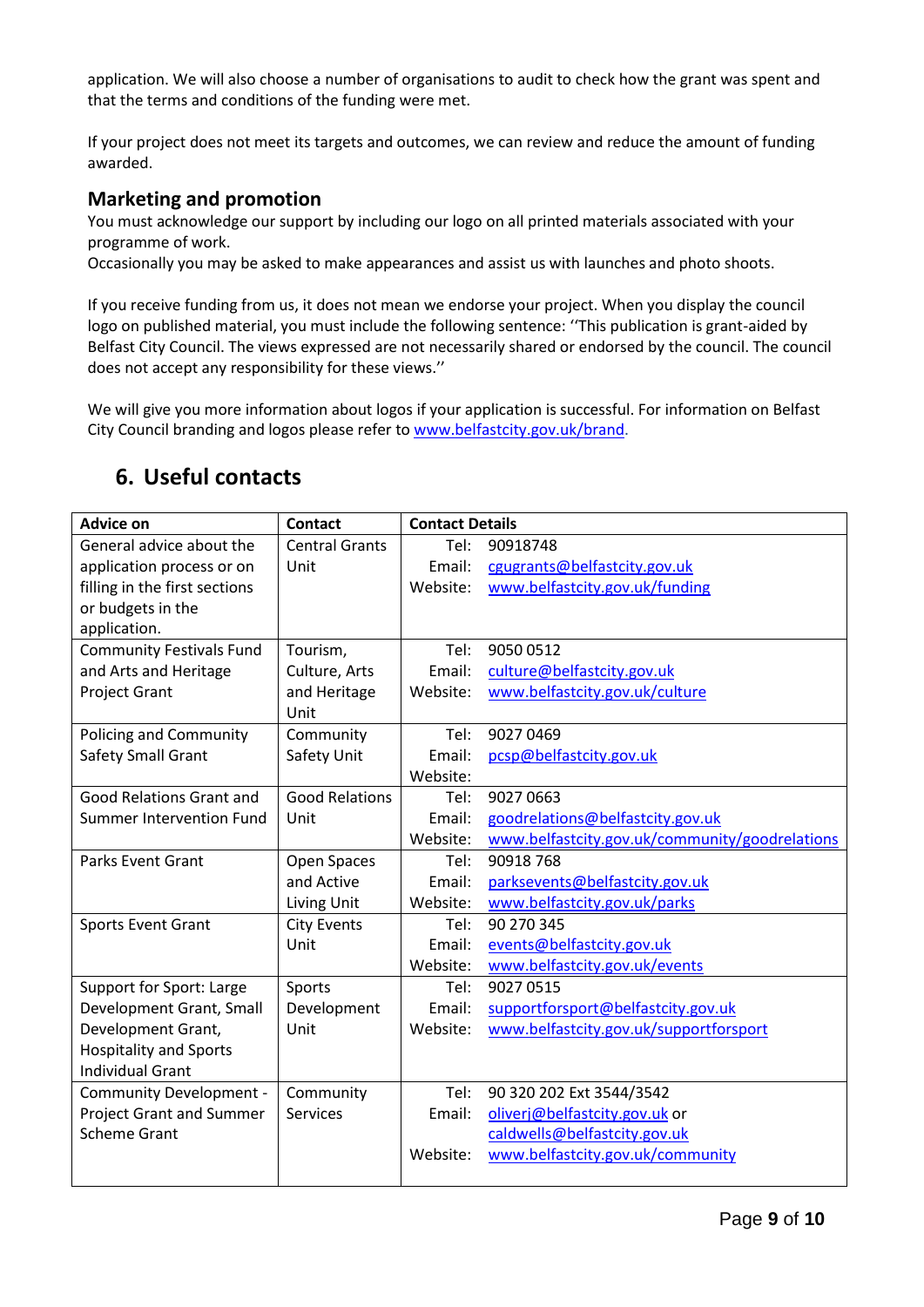application. We will also choose a number of organisations to audit to check how the grant was spent and that the terms and conditions of the funding were met.

If your project does not meet its targets and outcomes, we can review and reduce the amount of funding awarded.

### Marketing and promotion

You must acknowledge our support by including our logo on all printed materials associated with your programme of work.
Occasionally you may be asked to make appearances and assist us with launches and photo shoots.

If you receive funding from us, it does not mean we endorse your project. When you display the council logo on published material, you must include the following sentence: ''This publication is grant-aided by Belfast City Council. The views expressed are not necessarily shared or endorsed by the council. The council does not accept any responsibility for these views.''

We will give you more information about logos if your application is successful. For information on Belfast City Council branding and logos please refer to www.belfastcity.gov.uk/brand.

## 6. Useful contacts

| Advice on | Contact | Contact Details |
|---|---|---|
| General advice about the application process or on filling in the first sections or budgets in the application. | Central Grants Unit | Tel: 90918748<br>Email: cgugrants@belfastcity.gov.uk<br>Website: www.belfastcity.gov.uk/funding |
| Community Festivals Fund and Arts and Heritage Project Grant | Tourism, Culture, Arts and Heritage Unit | Tel: 9050 0512<br>Email: culture@belfastcity.gov.uk<br>Website: www.belfastcity.gov.uk/culture |
| Policing and Community Safety Small Grant | Community Safety Unit | Tel: 9027 0469<br>Email: pcsp@belfastcity.gov.uk<br>Website: |
| Good Relations Grant and Summer Intervention Fund | Good Relations Unit | Tel: 9027 0663<br>Email: goodrelations@belfastcity.gov.uk<br>Website: www.belfastcity.gov.uk/community/goodrelations |
| Parks Event Grant | Open Spaces and Active Living Unit | Tel: 90918 768<br>Email: parksevents@belfastcity.gov.uk<br>Website: www.belfastcity.gov.uk/parks |
| Sports Event Grant | City Events Unit | Tel: 90 270 345<br>Email: events@belfastcity.gov.uk<br>Website: www.belfastcity.gov.uk/events |
| Support for Sport: Large Development Grant, Small Development Grant, Hospitality and Sports Individual Grant | Sports Development Unit | Tel: 9027 0515<br>Email: supportforsport@belfastcity.gov.uk<br>Website: www.belfastcity.gov.uk/supportforsport |
| Community Development - Project Grant and Summer Scheme Grant | Community Services | Tel: 90 320 202 Ext 3544/3542<br>Email: oliverj@belfastcity.gov.uk or caldwells@belfastcity.gov.uk<br>Website: www.belfastcity.gov.uk/community |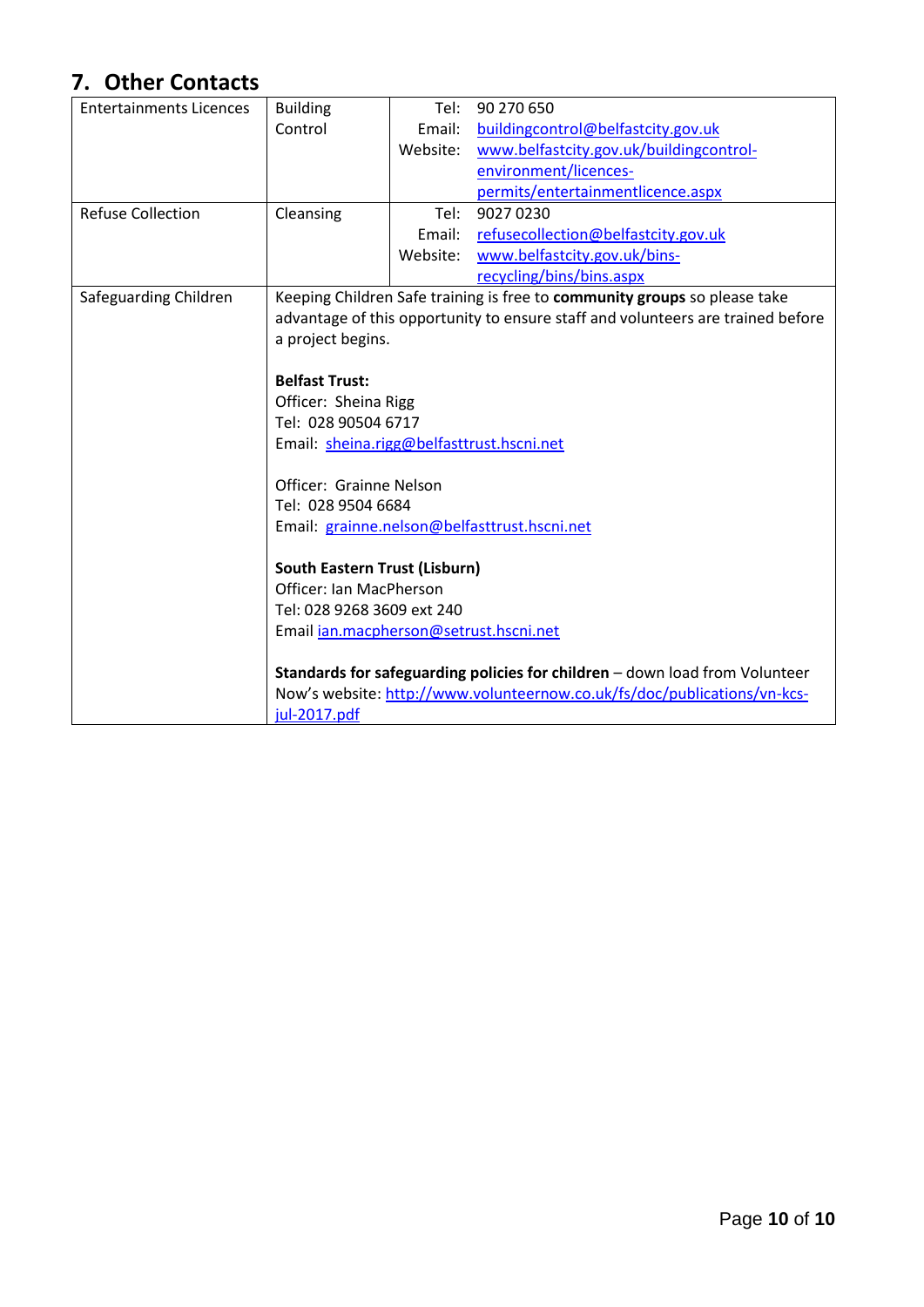## 7. Other Contacts

| | | | |
|---|---|---|---|
| Entertainments Licences | Building Control | Tel:<br>Email:<br>Website: | 90 270 650<br>buildingcontrol@belfastcity.gov.uk<br>www.belfastcity.gov.uk/buildingcontrol-environment/licences-permits/entertainmentlicence.aspx |
| Refuse Collection | Cleansing | Tel:<br>Email:<br>Website: | 9027 0230<br>refusecollection@belfastcity.gov.uk<br>www.belfastcity.gov.uk/bins-recycling/bins/bins.aspx |
| Safeguarding Children | Keeping Children Safe training is free to **community groups** so please take advantage of this opportunity to ensure staff and volunteers are trained before a project begins.<br><br>**Belfast Trust:**<br>Officer: Sheina Rigg<br>Tel: 028 90504 6717<br>Email: sheina.rigg@belfasttrust.hscni.net<br><br>Officer: Grainne Nelson<br>Tel: 028 9504 6684<br>Email: grainne.nelson@belfasttrust.hscni.net<br><br>**South Eastern Trust (Lisburn)**<br>Officer: Ian MacPherson<br>Tel: 028 9268 3609 ext 240<br>Email ian.macpherson@setrust.hscni.net<br><br>**Standards for safeguarding policies for children** – down load from Volunteer Now's website: http://www.volunteernow.co.uk/fs/doc/publications/vn-kcs-jul-2017.pdf | | |